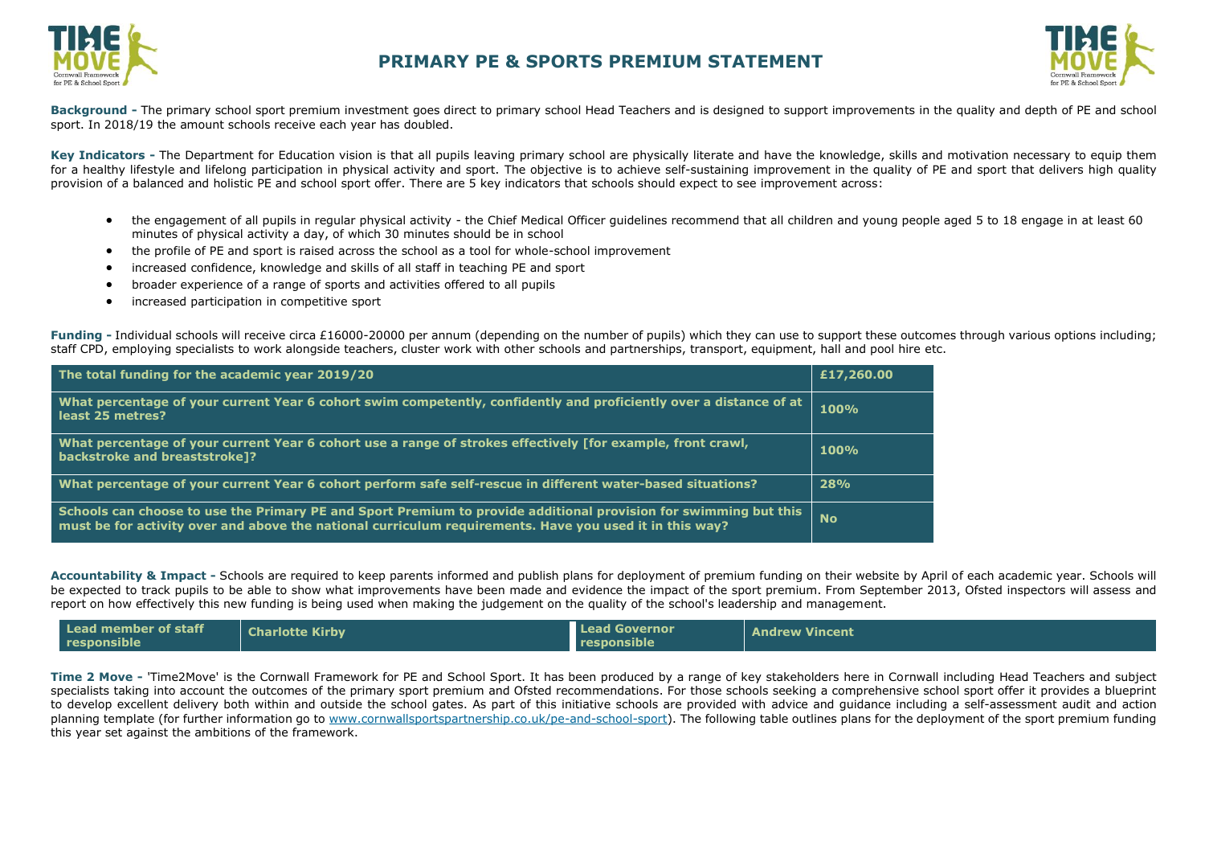# PRIMARY PE & SPORTS PREMIUM STATEMENT

**Background -** The primary school sport premium investment goes direct to primary school Head Teachers and is designed to support improvements in the quality and depth of PE and school sport. In 2018/19 the amount schools receive each year has doubled.

**Key Indicators -** The Department for Education vision is that all pupils leaving primary school are physically literate and have the knowledge, skills and motivation necessary to equip them for a healthy lifestyle and lifelong participation in physical activity and sport. The objective is to achieve self-sustaining improvement in the quality of PE and sport that delivers high quality provision of a balanced and holistic PE and school sport offer. There are 5 key indicators that schools should expect to see improvement across:

- the engagement of all pupils in regular physical activity - the Chief Medical Officer guidelines recommend that all children and young people aged 5 to 18 engage in at least 60 minutes of physical activity a day, of which 30 minutes should be in school
- the profile of PE and sport is raised across the school as a tool for whole-school improvement
- increased confidence, knowledge and skills of all staff in teaching PE and sport
- broader experience of a range of sports and activities offered to all pupils
- increased participation in competitive sport

**Funding -** Individual schools will receive circa £16000-20000 per annum (depending on the number of pupils) which they can use to support these outcomes through various options including; staff CPD, employing specialists to work alongside teachers, cluster work with other schools and partnerships, transport, equipment, hall and pool hire etc.

| The total funding for the academic year 2019/20 | £17,260.00 |
|---|---|
| What percentage of your current Year 6 cohort swim competently, confidently and proficiently over a distance of at least 25 metres? | 100% |
| What percentage of your current Year 6 cohort use a range of strokes effectively [for example, front crawl, backstroke and breaststroke]? | 100% |
| What percentage of your current Year 6 cohort perform safe self-rescue in different water-based situations? | 28% |
| Schools can choose to use the Primary PE and Sport Premium to provide additional provision for swimming but this must be for activity over and above the national curriculum requirements. Have you used it in this way? | No |

**Accountability & Impact -** Schools are required to keep parents informed and publish plans for deployment of premium funding on their website by April of each academic year. Schools will be expected to track pupils to be able to show what improvements have been made and evidence the impact of the sport premium. From September 2013, Ofsted inspectors will assess and report on how effectively this new funding is being used when making the judgement on the quality of the school's leadership and management.

| Lead member of staff responsible | Charlotte Kirby | Lead Governor responsible | Andrew Vincent |
|---|---|---|---|

**Time 2 Move -** 'Time2Move' is the Cornwall Framework for PE and School Sport. It has been produced by a range of key stakeholders here in Cornwall including Head Teachers and subject specialists taking into account the outcomes of the primary sport premium and Ofsted recommendations. For those schools seeking a comprehensive school sport offer it provides a blueprint to develop excellent delivery both within and outside the school gates. As part of this initiative schools are provided with advice and guidance including a self-assessment audit and action planning template (for further information go to www.cornwallsportspartnership.co.uk/pe-and-school-sport). The following table outlines plans for the deployment of the sport premium funding this year set against the ambitions of the framework.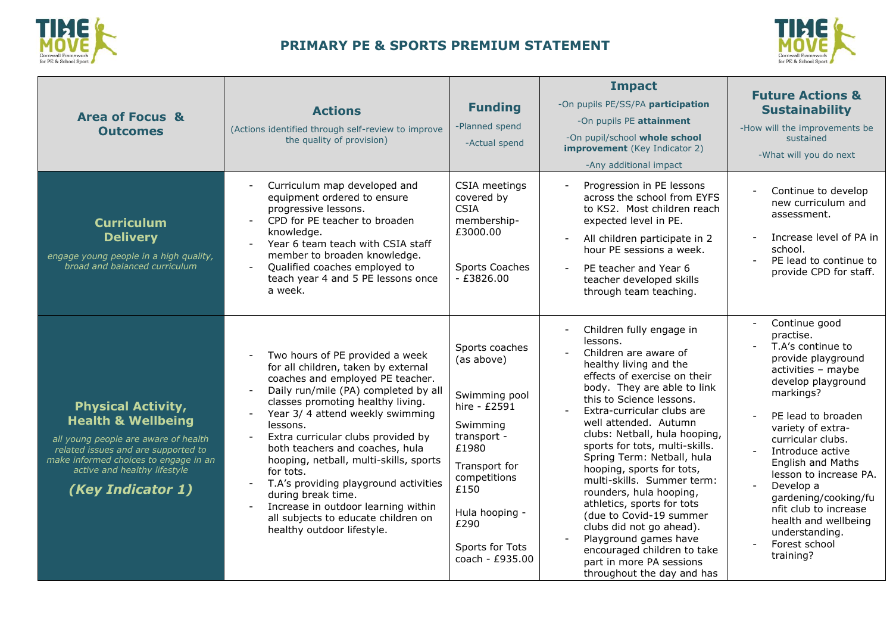## PRIMARY PE & SPORTS PREMIUM STATEMENT

| **Area of Focus & Outcomes** | **Actions** (Actions identified through self-review to improve the quality of provision) | **Funding** -Planned spend -Actual spend | **Impact** -On pupils PE/SS/PA **participation** -On pupils PE **attainment** -On pupil/school **whole school improvement** (Key Indicator 2) -Any additional impact | **Future Actions & Sustainability** -How will the improvements be sustained -What will you do next |
|---|---|---|---|---|
| **Curriculum Delivery** *engage young people in a high quality, broad and balanced curriculum* | - Curriculum map developed and equipment ordered to ensure progressive lessons.<br>- CPD for PE teacher to broaden knowledge.<br>- Year 6 team teach with CSIA staff member to broaden knowledge.<br>- Qualified coaches employed to teach year 4 and 5 PE lessons once a week. | CSIA meetings covered by CSIA membership- £3000.00<br><br>Sports Coaches - £3826.00 | - Progression in PE lessons across the school from EYFS to KS2. Most children reach expected level in PE.<br>- All children participate in 2 hour PE sessions a week.<br>- PE teacher and Year 6 teacher developed skills through team teaching. | - Continue to develop new curriculum and assessment.<br>- Increase level of PA in school.<br>- PE lead to continue to provide CPD for staff. |
| **Physical Activity, Health & Wellbeing** *all young people are aware of health related issues and are supported to make informed choices to engage in an active and healthy lifestyle* ***(Key Indicator 1)*** | - Two hours of PE provided a week for all children, taken by external coaches and employed PE teacher.<br>- Daily run/mile (PA) completed by all classes promoting healthy living.<br>- Year 3/ 4 attend weekly swimming lessons.<br>- Extra curricular clubs provided by both teachers and coaches, hula hooping, netball, multi-skills, sports for tots.<br>- T.A's providing playground activities during break time.<br>- Increase in outdoor learning within all subjects to educate children on healthy outdoor lifestyle. | Sports coaches (as above)<br><br>Swimming pool hire - £2591<br><br>Swimming transport - £1980<br><br>Transport for competitions £150<br><br>Hula hooping - £290<br><br>Sports for Tots coach - £935.00 | - Children fully engage in lessons.<br>- Children are aware of healthy living and the effects of exercise on their body. They are able to link this to Science lessons.<br>- Extra-curricular clubs are well attended. Autumn clubs: Netball, hula hooping, sports for tots, multi-skills. Spring Term: Netball, hula hooping, sports for tots, multi-skills. Summer term: rounders, hula hooping, athletics, sports for tots (due to Covid-19 summer clubs did not go ahead).<br>- Playground games have encouraged children to take part in more PA sessions throughout the day and has | - Continue good practise.<br>- T.A's continue to provide playground activities – maybe develop playground markings?<br>- PE lead to broaden variety of extra-curricular clubs.<br>- Introduce active English and Maths lesson to increase PA.<br>- Develop a gardening/cooking/funfit club to increase health and wellbeing understanding.<br>- Forest school training? |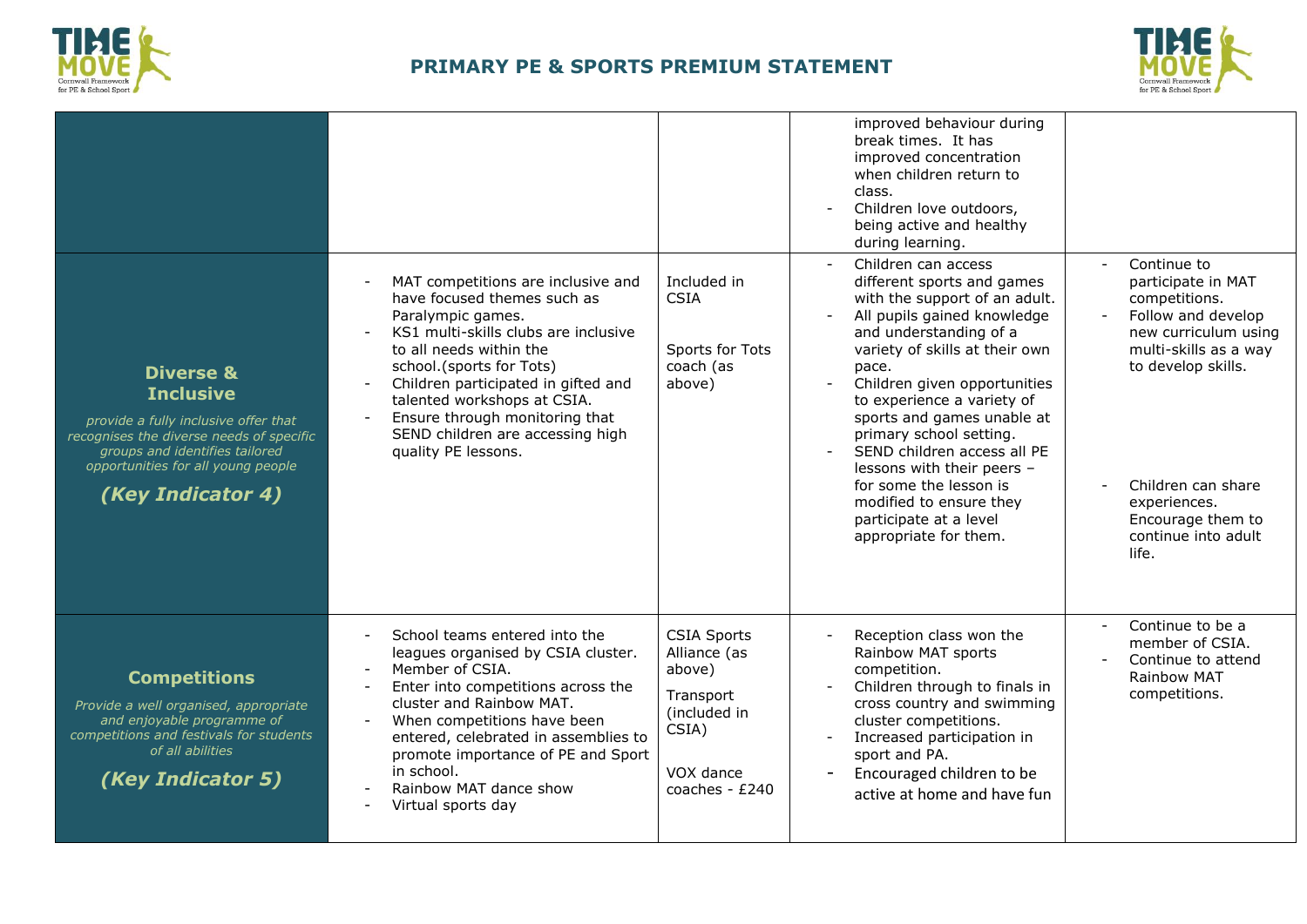## PRIMARY PE & SPORTS PREMIUM STATEMENT

| | | | | |
|---|---|---|---|---|
| | | | - improved behaviour during break times. It has improved concentration when children return to class.<br>- Children love outdoors, being active and healthy during learning. | |
| **Diverse & Inclusive**<br>*provide a fully inclusive offer that recognises the diverse needs of specific groups and identifies tailored opportunities for all young people*<br>***(Key Indicator 4)*** | - MAT competitions are inclusive and have focused themes such as Paralympic games.<br>- KS1 multi-skills clubs are inclusive to all needs within the school.(sports for Tots)<br>- Children participated in gifted and talented workshops at CSIA.<br>- Ensure through monitoring that SEND children are accessing high quality PE lessons. | Included in CSIA<br><br>Sports for Tots coach (as above) | - Children can access different sports and games with the support of an adult.<br>- All pupils gained knowledge and understanding of a variety of skills at their own pace.<br>- Children given opportunities to experience a variety of sports and games unable at primary school setting.<br>- SEND children access all PE lessons with their peers – for some the lesson is modified to ensure they participate at a level appropriate for them. | - Continue to participate in MAT competitions.<br>- Follow and develop new curriculum using multi-skills as a way to develop skills.<br><br>- Children can share experiences. Encourage them to continue into adult life. |
| **Competitions**<br>*Provide a well organised, appropriate and enjoyable programme of competitions and festivals for students of all abilities*<br>***(Key Indicator 5)*** | - School teams entered into the leagues organised by CSIA cluster.<br>- Member of CSIA.<br>- Enter into competitions across the cluster and Rainbow MAT.<br>- When competitions have been entered, celebrated in assemblies to promote importance of PE and Sport in school.<br>- Rainbow MAT dance show<br>- Virtual sports day | CSIA Sports Alliance (as above)<br><br>Transport (included in CSIA)<br><br>VOX dance coaches - £240 | - Reception class won the Rainbow MAT sports competition.<br>- Children through to finals in cross country and swimming cluster competitions.<br>- Increased participation in sport and PA.<br>- Encouraged children to be active at home and have fun | - Continue to be a member of CSIA.<br>- Continue to attend Rainbow MAT competitions. |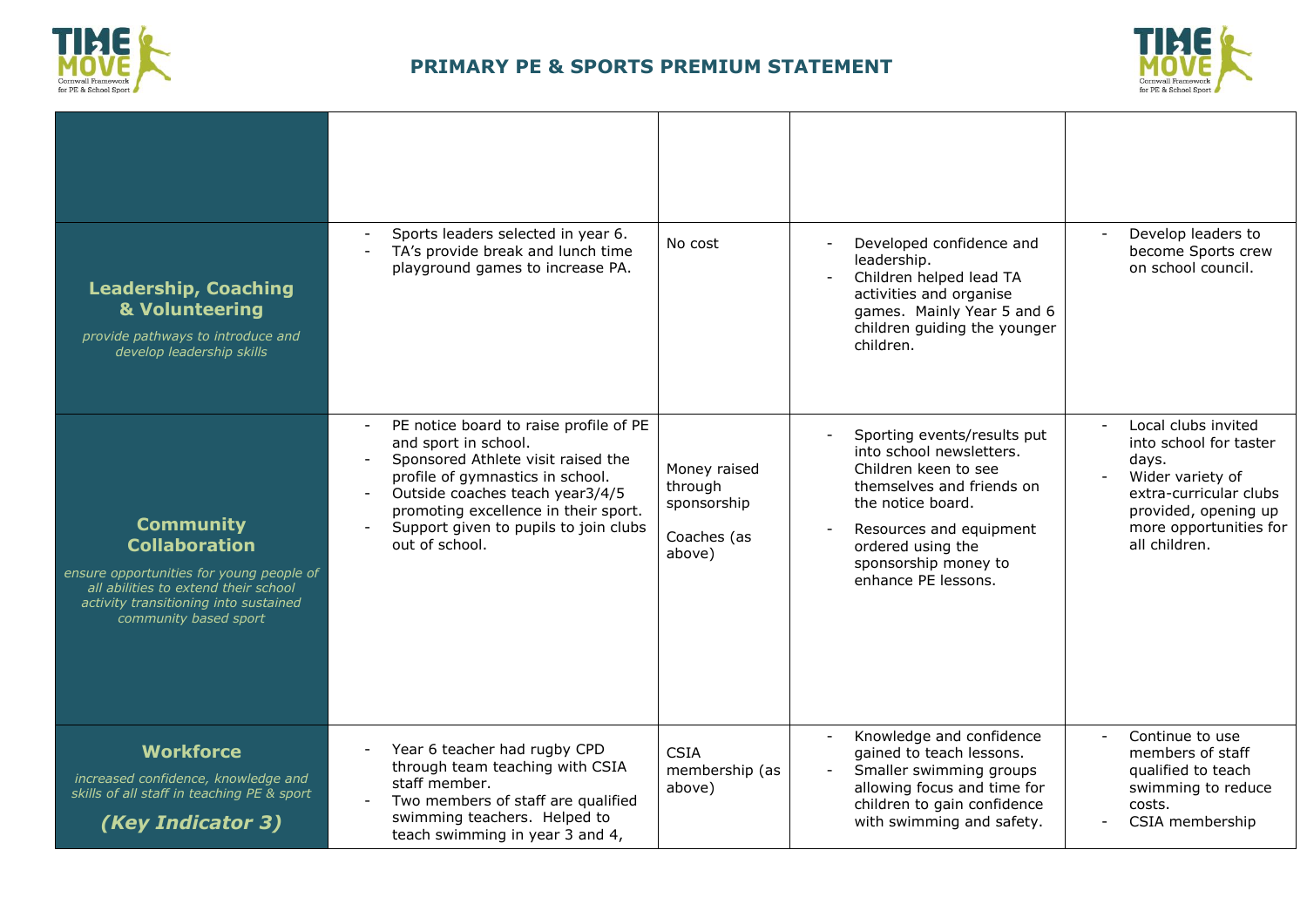## PRIMARY PE & SPORTS PREMIUM STATEMENT

| | | | | |
|---|---|---|---|---|
| | | | | |
| **Leadership, Coaching & Volunteering** *provide pathways to introduce and develop leadership skills* | - Sports leaders selected in year 6.<br>- TA's provide break and lunch time playground games to increase PA. | No cost | - Developed confidence and leadership.<br>- Children helped lead TA activities and organise games. Mainly Year 5 and 6 children guiding the younger children. | - Develop leaders to become Sports crew on school council. |
| **Community Collaboration** *ensure opportunities for young people of all abilities to extend their school activity transitioning into sustained community based sport* | - PE notice board to raise profile of PE and sport in school.<br>- Sponsored Athlete visit raised the profile of gymnastics in school.<br>- Outside coaches teach year3/4/5 promoting excellence in their sport.<br>- Support given to pupils to join clubs out of school. | Money raised through sponsorship<br><br>Coaches (as above) | - Sporting events/results put into school newsletters. Children keen to see themselves and friends on the notice board.<br>- Resources and equipment ordered using the sponsorship money to enhance PE lessons. | - Local clubs invited into school for taster days.<br>- Wider variety of extra-curricular clubs provided, opening up more opportunities for all children. |
| **Workforce** *increased confidence, knowledge and skills of all staff in teaching PE & sport* ***(Key Indicator 3)*** | - Year 6 teacher had rugby CPD through team teaching with CSIA staff member.<br>- Two members of staff are qualified swimming teachers. Helped to teach swimming in year 3 and 4, | CSIA membership (as above) | - Knowledge and confidence gained to teach lessons.<br>- Smaller swimming groups allowing focus and time for children to gain confidence with swimming and safety. | - Continue to use members of staff qualified to teach swimming to reduce costs.<br>- CSIA membership |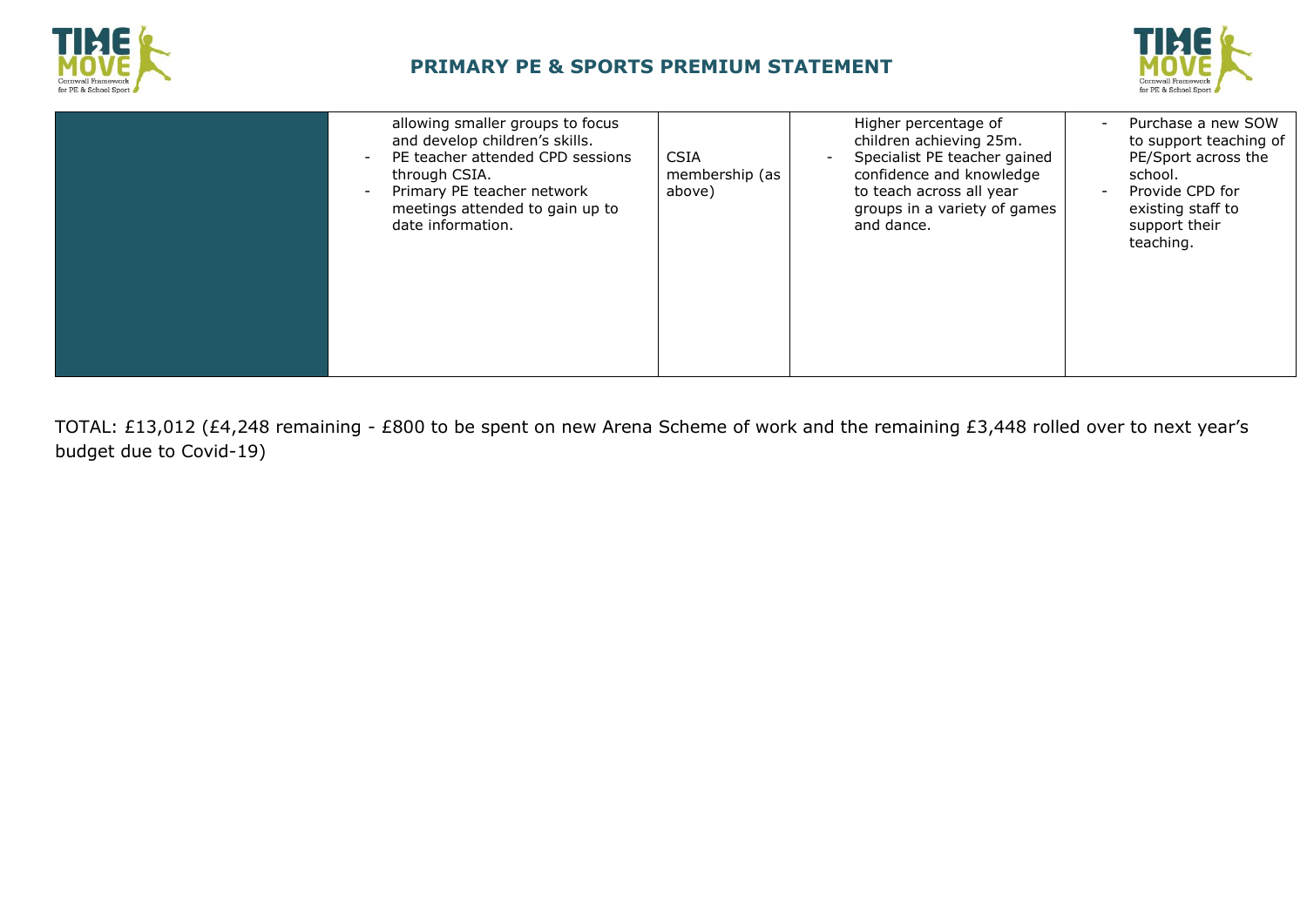| | | | | |
|---|---|---|---|---|
| | allowing smaller groups to focus and develop children's skills.<br>- PE teacher attended CPD sessions through CSIA.<br>- Primary PE teacher network meetings attended to gain up to date information. | CSIA membership (as above) | Higher percentage of children achieving 25m.<br>- Specialist PE teacher gained confidence and knowledge to teach across all year groups in a variety of games and dance. | - Purchase a new SOW to support teaching of PE/Sport across the school.<br>- Provide CPD for existing staff to support their teaching. |

TOTAL: £13,012 (£4,248 remaining - £800 to be spent on new Arena Scheme of work and the remaining £3,448 rolled over to next year's budget due to Covid-19)